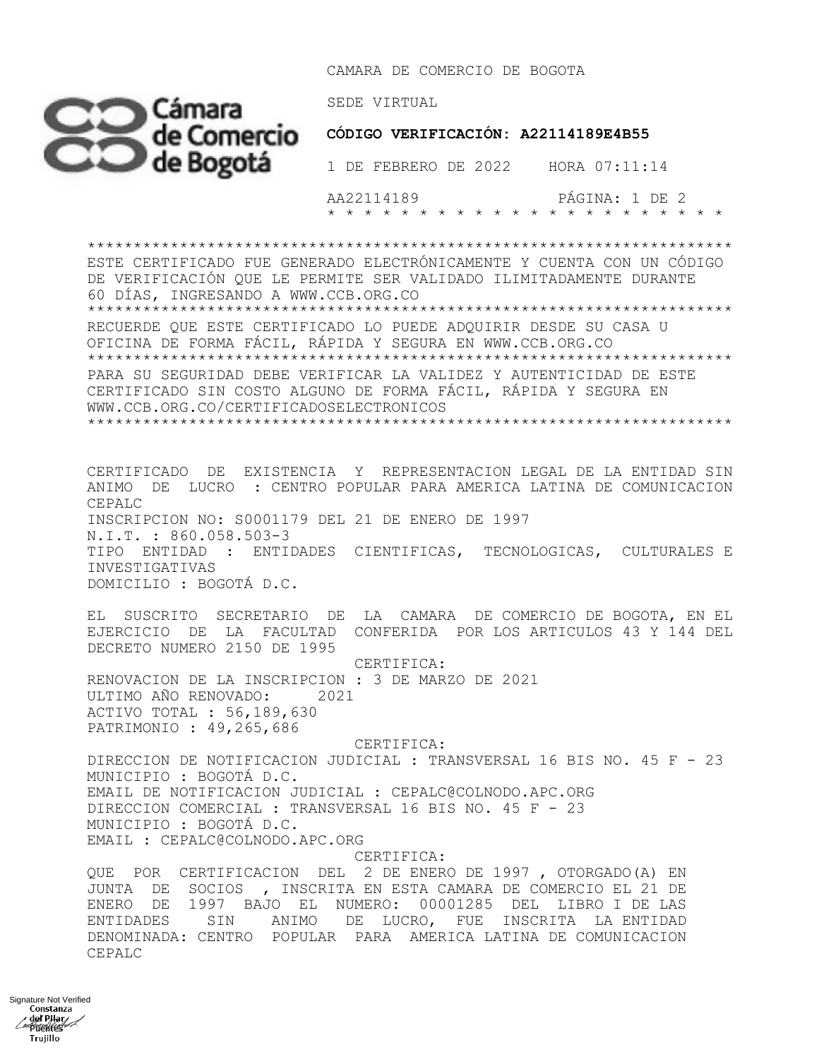CAMARA DE COMERCIO DE BOGOTA

SEDE VIRTUAL

**CÓDIGO VERIFICACIÓN: A22114189E4B55**

1 DE FEBRERO DE 2022 HORA 07:11:14

AA22114189

\*\*\*\*\*\*\*\*\*\*\*\*\*\*\*\*\*\*\*\*\*\*\*\*\*\*\*\*\*\*\*\*\*\*\*\*\*\*\*\*\*\*\*\*\*\*\*\*\*\*\*\*\*\*\*\*\*\*\*\*\*\*\*\*\*\*\*\*

ESTE CERTIFICADO FUE GENERADO ELECTRÓNICAMENTE Y CUENTA CON UN CÓDIGO DE VERIFICACIÓN QUE LE PERMITE SER VALIDADO ILIMITADAMENTE DURANTE 60 DÍAS, INGRESANDO A WWW.CCB.ORG.CO

\*\*\*\*\*\*\*\*\*\*\*\*\*\*\*\*\*\*\*\*\*\*\*\*\*\*\*\*\*\*\*\*\*\*\*\*\*\*\*\*\*\*\*\*\*\*\*\*\*\*\*\*\*\*\*\*\*\*\*\*\*\*\*\*\*\*\*\*

RECUERDE QUE ESTE CERTIFICADO LO PUEDE ADQUIRIR DESDE SU CASA U OFICINA DE FORMA FÁCIL, RÁPIDA Y SEGURA EN WWW.CCB.ORG.CO

\*\*\*\*\*\*\*\*\*\*\*\*\*\*\*\*\*\*\*\*\*\*\*\*\*\*\*\*\*\*\*\*\*\*\*\*\*\*\*\*\*\*\*\*\*\*\*\*\*\*\*\*\*\*\*\*\*\*\*\*\*\*\*\*\*\*\*\*

PARA SU SEGURIDAD DEBE VERIFICAR LA VALIDEZ Y AUTENTICIDAD DE ESTE CERTIFICADO SIN COSTO ALGUNO DE FORMA FÁCIL, RÁPIDA Y SEGURA EN WWW.CCB.ORG.CO/CERTIFICADOSELECTRONICOS

\*\*\*\*\*\*\*\*\*\*\*\*\*\*\*\*\*\*\*\*\*\*\*\*\*\*\*\*\*\*\*\*\*\*\*\*\*\*\*\*\*\*\*\*\*\*\*\*\*\*\*\*\*\*\*\*\*\*\*\*\*\*\*\*\*\*\*\*

CERTIFICADO DE EXISTENCIA Y REPRESENTACION LEGAL DE LA ENTIDAD SIN ANIMO DE LUCRO : CENTRO POPULAR PARA AMERICA LATINA DE COMUNICACION CEPALC

INSCRIPCION NO: S0001179 DEL 21 DE ENERO DE 1997

N.I.T. : 860.058.503-3

TIPO ENTIDAD : ENTIDADES CIENTIFICAS, TECNOLOGICAS, CULTURALES E INVESTIGATIVAS

DOMICILIO : BOGOTÁ D.C.

EL SUSCRITO SECRETARIO DE LA CAMARA DE COMERCIO DE BOGOTA, EN EL EJERCICIO DE LA FACULTAD CONFERIDA POR LOS ARTICULOS 43 Y 144 DEL DECRETO NUMERO 2150 DE 1995

CERTIFICA:

RENOVACION DE LA INSCRIPCION : 3 DE MARZO DE 2021

ULTIMO AÑO RENOVADO: 2021

ACTIVO TOTAL : 56,189,630

PATRIMONIO : 49,265,686

CERTIFICA:

DIRECCION DE NOTIFICACION JUDICIAL : TRANSVERSAL 16 BIS NO. 45 F - 23

MUNICIPIO : BOGOTÁ D.C.

EMAIL DE NOTIFICACION JUDICIAL : CEPALC@COLNODO.APC.ORG

DIRECCION COMERCIAL : TRANSVERSAL 16 BIS NO. 45 F - 23

MUNICIPIO : BOGOTÁ D.C.

EMAIL : CEPALC@COLNODO.APC.ORG

CERTIFICA:

QUE POR CERTIFICACION DEL 2 DE ENERO DE 1997 , OTORGADO(A) EN JUNTA DE SOCIOS , INSCRITA EN ESTA CAMARA DE COMERCIO EL 21 DE ENERO DE 1997 BAJO EL NUMERO: 00001285 DEL LIBRO I DE LAS ENTIDADES SIN ANIMO DE LUCRO, FUE INSCRITA LA ENTIDAD DENOMINADA: CENTRO POPULAR PARA AMERICA LATINA DE COMUNICACION CEPALC

Signature Not Verified
Constanza del Pilar Puentes Trujillo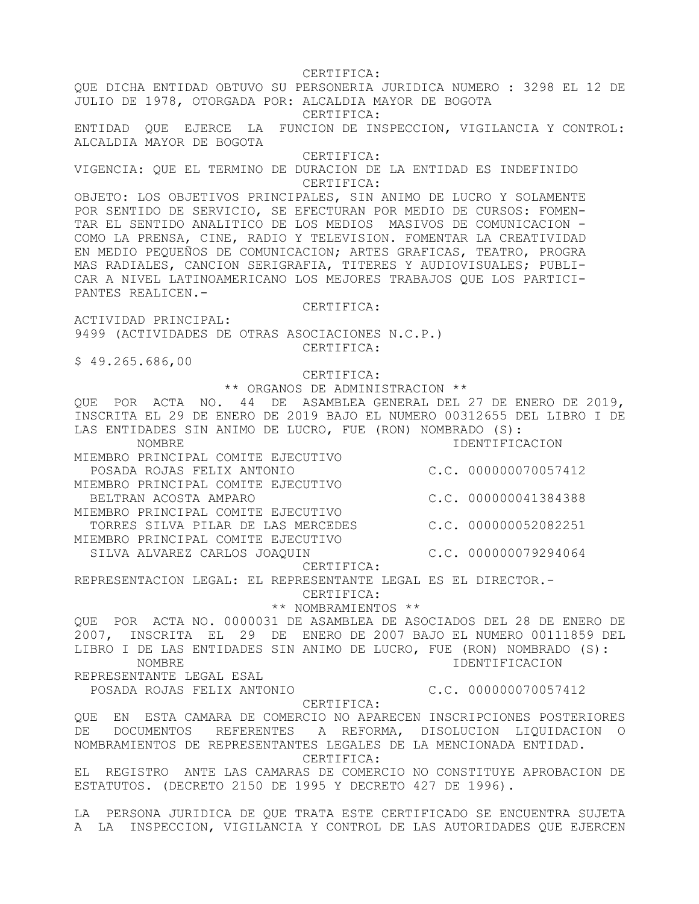CERTIFICA:

QUE DICHA ENTIDAD OBTUVO SU PERSONERIA JURIDICA NUMERO : 3298 EL 12 DE JULIO DE 1978, OTORGADA POR: ALCALDIA MAYOR DE BOGOTA

CERTIFICA:

ENTIDAD QUE EJERCE LA FUNCION DE INSPECCION, VIGILANCIA Y CONTROL: ALCALDIA MAYOR DE BOGOTA

CERTIFICA:

VIGENCIA: QUE EL TERMINO DE DURACION DE LA ENTIDAD ES INDEFINIDO

CERTIFICA:

OBJETO: LOS OBJETIVOS PRINCIPALES, SIN ANIMO DE LUCRO Y SOLAMENTE POR SENTIDO DE SERVICIO, SE EFECTURAN POR MEDIO DE CURSOS: FOMENTAR EL SENTIDO ANALITICO DE LOS MEDIOS MASIVOS DE COMUNICACION - COMO LA PRENSA, CINE, RADIO Y TELEVISION. FOMENTAR LA CREATIVIDAD EN MEDIO PEQUEÑOS DE COMUNICACION; ARTES GRAFICAS, TEATRO, PROGRAMAS RADIALES, CANCION SERIGRAFIA, TITERES Y AUDIOVISUALES; PUBLICAR A NIVEL LATINOAMERICANO LOS MEJORES TRABAJOS QUE LOS PARTICIPANTES REALICEN.-

CERTIFICA:

ACTIVIDAD PRINCIPAL:
9499 (ACTIVIDADES DE OTRAS ASOCIACIONES N.C.P.)

CERTIFICA:

$ 49.265.686,00

CERTIFICA:

** ORGANOS DE ADMINISTRACION **

QUE POR ACTA NO. 44 DE ASAMBLEA GENERAL DEL 27 DE ENERO DE 2019, INSCRITA EL 29 DE ENERO DE 2019 BAJO EL NUMERO 00312655 DEL LIBRO I DE LAS ENTIDADES SIN ANIMO DE LUCRO, FUE (RON) NOMBRADO (S):

| NOMBRE | IDENTIFICACION |
|---|---|
| MIEMBRO PRINCIPAL COMITE EJECUTIVO | |
| POSADA ROJAS FELIX ANTONIO | C.C. 000000070057412 |
| MIEMBRO PRINCIPAL COMITE EJECUTIVO | |
| BELTRAN ACOSTA AMPARO | C.C. 000000041384388 |
| MIEMBRO PRINCIPAL COMITE EJECUTIVO | |
| TORRES SILVA PILAR DE LAS MERCEDES | C.C. 000000052082251 |
| MIEMBRO PRINCIPAL COMITE EJECUTIVO | |
| SILVA ALVAREZ CARLOS JOAQUIN | C.C. 000000079294064 |

CERTIFICA:

REPRESENTACION LEGAL: EL REPRESENTANTE LEGAL ES EL DIRECTOR.-

CERTIFICA:

** NOMBRAMIENTOS **

QUE POR ACTA NO. 0000031 DE ASAMBLEA DE ASOCIADOS DEL 28 DE ENERO DE 2007, INSCRITA EL 29 DE ENERO DE 2007 BAJO EL NUMERO 00111859 DEL LIBRO I DE LAS ENTIDADES SIN ANIMO DE LUCRO, FUE (RON) NOMBRADO (S):

| NOMBRE | IDENTIFICACION |
|---|---|
| REPRESENTANTE LEGAL ESAL | |
| POSADA ROJAS FELIX ANTONIO | C.C. 000000070057412 |

CERTIFICA:

QUE EN ESTA CAMARA DE COMERCIO NO APARECEN INSCRIPCIONES POSTERIORES DE DOCUMENTOS REFERENTES A REFORMA, DISOLUCION LIQUIDACION O NOMBRAMIENTOS DE REPRESENTANTES LEGALES DE LA MENCIONADA ENTIDAD.

CERTIFICA:

EL REGISTRO ANTE LAS CAMARAS DE COMERCIO NO CONSTITUYE APROBACION DE ESTATUTOS. (DECRETO 2150 DE 1995 Y DECRETO 427 DE 1996).

LA PERSONA JURIDICA DE QUE TRATA ESTE CERTIFICADO SE ENCUENTRA SUJETA A LA INSPECCION, VIGILANCIA Y CONTROL DE LAS AUTORIDADES QUE EJERCEN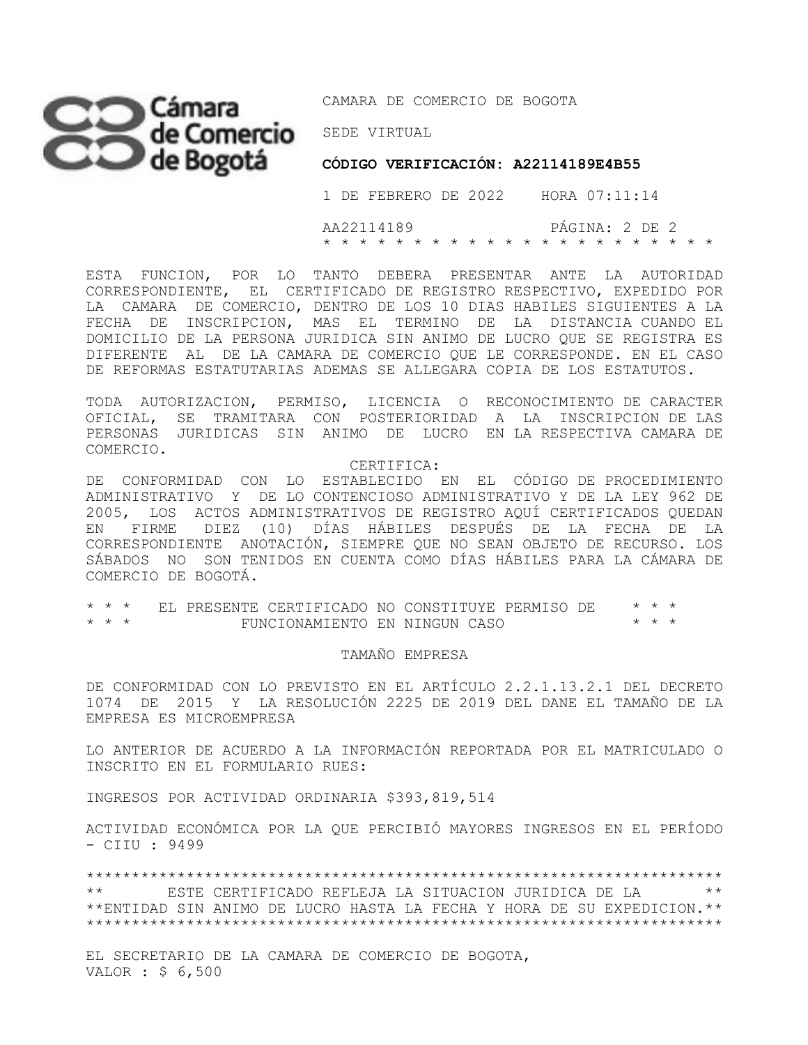CAMARA DE COMERCIO DE BOGOTA

SEDE VIRTUAL

**CÓDIGO VERIFICACIÓN: A22114189E4B55**

1 DE FEBRERO DE 2022 HORA 07:11:14

AA22114189

ESTA FUNCION, POR LO TANTO DEBERA PRESENTAR ANTE LA AUTORIDAD CORRESPONDIENTE, EL CERTIFICADO DE REGISTRO RESPECTIVO, EXPEDIDO POR LA CAMARA DE COMERCIO, DENTRO DE LOS 10 DIAS HABILES SIGUIENTES A LA FECHA DE INSCRIPCION, MAS EL TERMINO DE LA DISTANCIA CUANDO EL DOMICILIO DE LA PERSONA JURIDICA SIN ANIMO DE LUCRO QUE SE REGISTRA ES DIFERENTE AL DE LA CAMARA DE COMERCIO QUE LE CORRESPONDE. EN EL CASO DE REFORMAS ESTATUTARIAS ADEMAS SE ALLEGARA COPIA DE LOS ESTATUTOS.

TODA AUTORIZACION, PERMISO, LICENCIA O RECONOCIMIENTO DE CARACTER OFICIAL, SE TRAMITARA CON POSTERIORIDAD A LA INSCRIPCION DE LAS PERSONAS JURIDICAS SIN ANIMO DE LUCRO EN LA RESPECTIVA CAMARA DE COMERCIO.

CERTIFICA:

DE CONFORMIDAD CON LO ESTABLECIDO EN EL CÓDIGO DE PROCEDIMIENTO ADMINISTRATIVO Y DE LO CONTENCIOSO ADMINISTRATIVO Y DE LA LEY 962 DE 2005, LOS ACTOS ADMINISTRATIVOS DE REGISTRO AQUÍ CERTIFICADOS QUEDAN EN FIRME DIEZ (10) DÍAS HÁBILES DESPUÉS DE LA FECHA DE LA CORRESPONDIENTE ANOTACIÓN, SIEMPRE QUE NO SEAN OBJETO DE RECURSO. LOS SÁBADOS NO SON TENIDOS EN CUENTA COMO DÍAS HÁBILES PARA LA CÁMARA DE COMERCIO DE BOGOTÁ.

\* \* \* EL PRESENTE CERTIFICADO NO CONSTITUYE PERMISO DE \* \* \*
\* \* \* FUNCIONAMIENTO EN NINGUN CASO \* \* \*

TAMAÑO EMPRESA

DE CONFORMIDAD CON LO PREVISTO EN EL ARTÍCULO 2.2.1.13.2.1 DEL DECRETO 1074 DE 2015 Y LA RESOLUCIÓN 2225 DE 2019 DEL DANE EL TAMAÑO DE LA EMPRESA ES MICROEMPRESA

LO ANTERIOR DE ACUERDO A LA INFORMACIÓN REPORTADA POR EL MATRICULADO O INSCRITO EN EL FORMULARIO RUES:

INGRESOS POR ACTIVIDAD ORDINARIA $393,819,514

ACTIVIDAD ECONÓMICA POR LA QUE PERCIBIÓ MAYORES INGRESOS EN EL PERÍODO - CIIU : 9499

\*\*\*\*\*\*\*\*\*\*\*\*\*\*\*\*\*\*\*\*\*\*\*\*\*\*\*\*\*\*\*\*\*\*\*\*\*\*\*\*\*\*\*\*\*\*\*\*\*\*\*\*\*\*\*\*\*\*\*\*\*\*\*\*\*\*\*\*
\*\* ESTE CERTIFICADO REFLEJA LA SITUACION JURIDICA DE LA \*\*
\*\*ENTIDAD SIN ANIMO DE LUCRO HASTA LA FECHA Y HORA DE SU EXPEDICION.\*\*
\*\*\*\*\*\*\*\*\*\*\*\*\*\*\*\*\*\*\*\*\*\*\*\*\*\*\*\*\*\*\*\*\*\*\*\*\*\*\*\*\*\*\*\*\*\*\*\*\*\*\*\*\*\*\*\*\*\*\*\*\*\*\*\*\*\*\*\*

EL SECRETARIO DE LA CAMARA DE COMERCIO DE BOGOTA,
VALOR : $ 6,500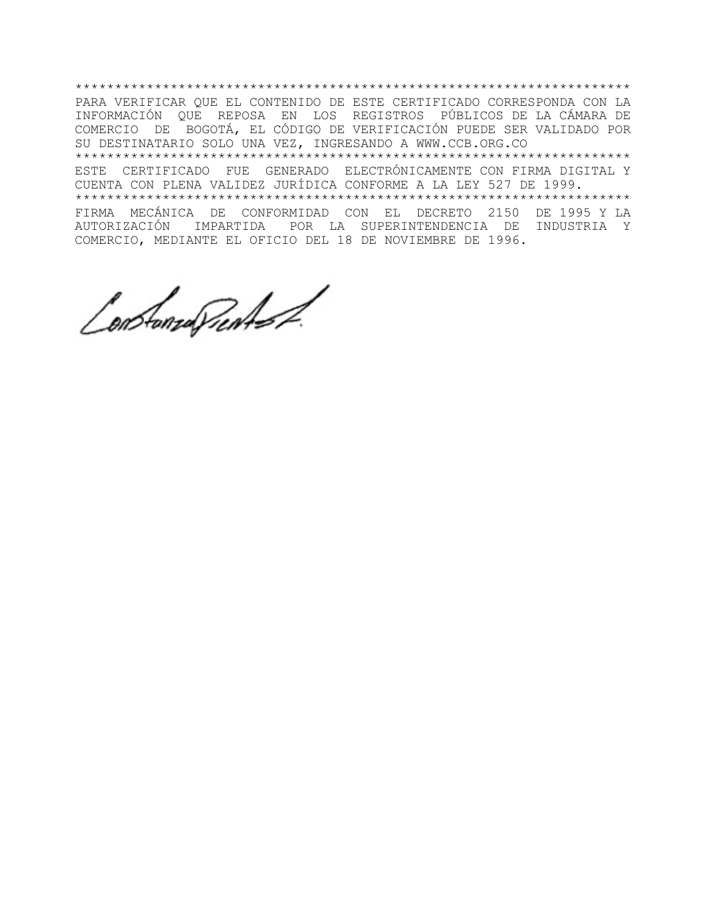******************************************************************
PARA VERIFICAR QUE EL CONTENIDO DE ESTE CERTIFICADO CORRESPONDA CON LA INFORMACIÓN QUE REPOSA EN LOS REGISTROS PÚBLICOS DE LA CÁMARA DE COMERCIO DE BOGOTÁ, EL CÓDIGO DE VERIFICACIÓN PUEDE SER VALIDADO POR SU DESTINATARIO SOLO UNA VEZ, INGRESANDO A WWW.CCB.ORG.CO
******************************************************************
ESTE CERTIFICADO FUE GENERADO ELECTRÓNICAMENTE CON FIRMA DIGITAL Y CUENTA CON PLENA VALIDEZ JURÍDICA CONFORME A LA LEY 527 DE 1999.
******************************************************************
FIRMA MECÁNICA DE CONFORMIDAD CON EL DECRETO 2150 DE 1995 Y LA AUTORIZACIÓN IMPARTIDA POR LA SUPERINTENDENCIA DE INDUSTRIA Y COMERCIO, MEDIANTE EL OFICIO DEL 18 DE NOVIEMBRE DE 1996.